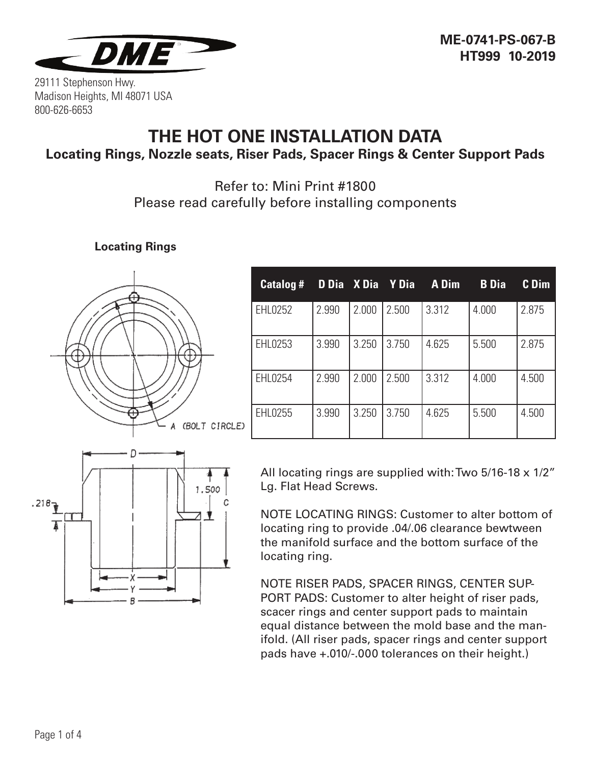ME-0741-PS-067-B
HT999 10-2019

29111 Stephenson Hwy.
Madison Heights, MI 48071 USA
800-626-6653

# THE HOT ONE INSTALLATION DATA

## Locating Rings, Nozzle seats, Riser Pads, Spacer Rings & Center Support Pads

Refer to: Mini Print #1800
Please read carefully before installing components

### Locating Rings

| Catalog # | D Dia | X Dia | Y Dia | A Dim | B Dia | C Dim |
|---|---|---|---|---|---|---|
| EHL0252 | 2.990 | 2.000 | 2.500 | 3.312 | 4.000 | 2.875 |
| EHL0253 | 3.990 | 3.250 | 3.750 | 4.625 | 5.500 | 2.875 |
| EHL0254 | 2.990 | 2.000 | 2.500 | 3.312 | 4.000 | 4.500 |
| EHL0255 | 3.990 | 3.250 | 3.750 | 4.625 | 5.500 | 4.500 |

All locating rings are supplied with: Two 5/16-18 x 1/2" Lg. Flat Head Screws.

NOTE LOCATING RINGS: Customer to alter bottom of locating ring to provide .04/.06 clearance bewtween the manifold surface and the bottom surface of the locating ring.

NOTE RISER PADS, SPACER RINGS, CENTER SUPPORT PADS: Customer to alter height of riser pads, scacer rings and center support pads to maintain equal distance between the mold base and the manifold. (All riser pads, spacer rings and center support pads have +.010/-.000 tolerances on their height.)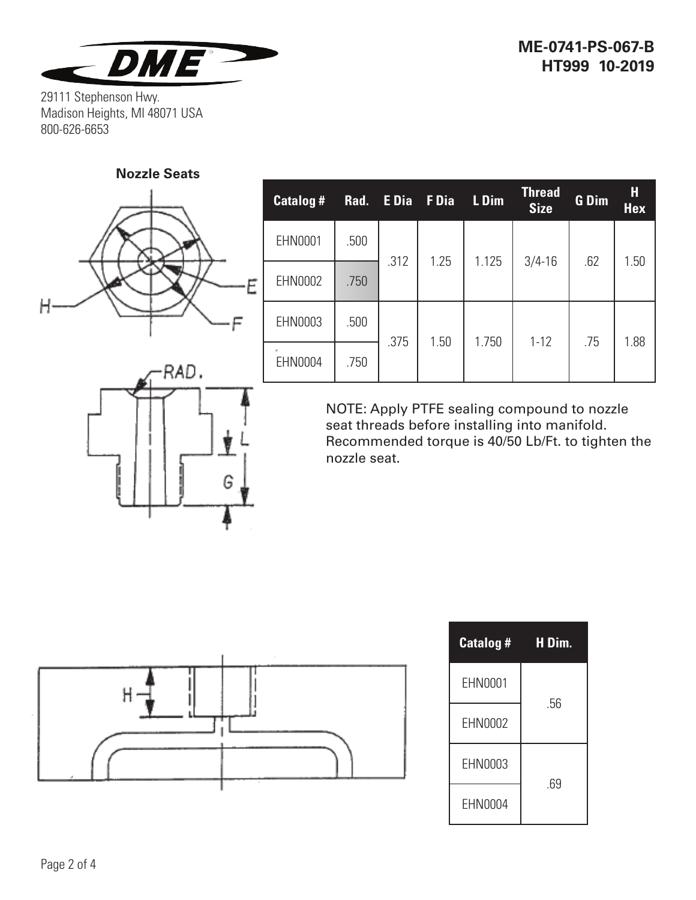**ME-0741-PS-067-B**
**HT999 10-2019**

29111 Stephenson Hwy.
Madison Heights, MI 48071 USA
800-626-6653

**Nozzle Seats**

| Catalog # | Rad. | E Dia | F Dia | L Dim | Thread Size | G Dim | H Hex |
|---|---|---|---|---|---|---|---|
| EHN0001 | .500 | .312 | 1.25 | 1.125 | 3/4-16 | .62 | 1.50 |
| EHN0002 | .750 | | | | | | |
| EHN0003 | .500 | .375 | 1.50 | 1.750 | 1-12 | .75 | 1.88 |
| EHN0004 | .750 | | | | | | |

NOTE: Apply PTFE sealing compound to nozzle seat threads before installing into manifold. Recommended torque is 40/50 Lb/Ft. to tighten the nozzle seat.

| Catalog # | H Dim. |
|---|---|
| EHN0001 | .56 |
| EHN0002 | |
| EHN0003 | .69 |
| EHN0004 | |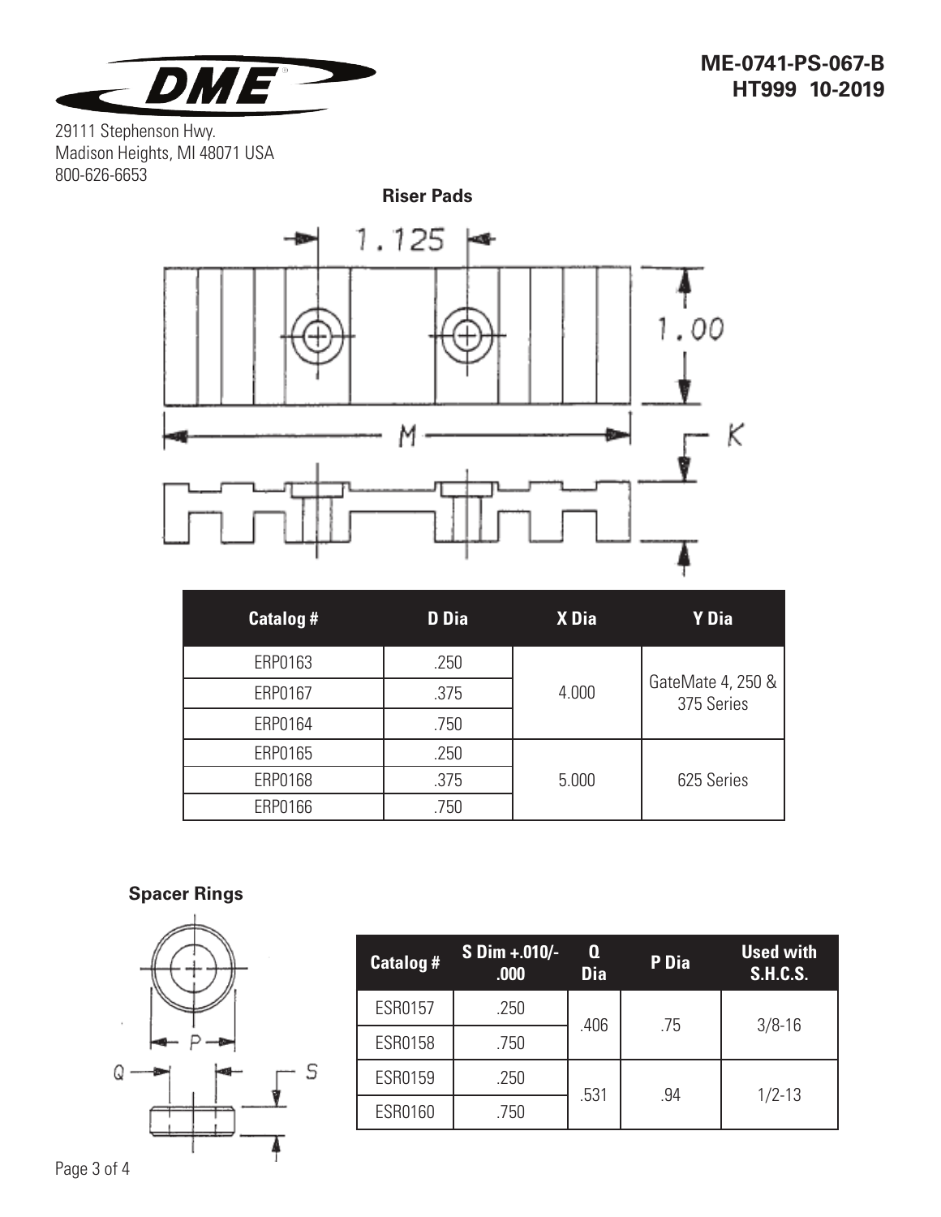ME-0741-PS-067-B
HT999 10-2019

29111 Stephenson Hwy.
Madison Heights, MI 48071 USA
800-626-6653

## Riser Pads

| Catalog # | D Dia | X Dia | Y Dia |
|---|---|---|---|
| ERP0163 | .250 | 4.000 | GateMate 4, 250 & 375 Series |
| ERP0167 | .375 | | |
| ERP0164 | .750 | | |
| ERP0165 | .250 | 5.000 | 625 Series |
| ERP0168 | .375 | | |
| ERP0166 | .750 | | |

## Spacer Rings

| Catalog # | S Dim +.010/-.000 | Q Dia | P Dia | Used with S.H.C.S. |
|---|---|---|---|---|
| ESR0157 | .250 | .406 | .75 | 3/8-16 |
| ESR0158 | .750 | | | |
| ESR0159 | .250 | .531 | .94 | 1/2-13 |
| ESR0160 | .750 | | | |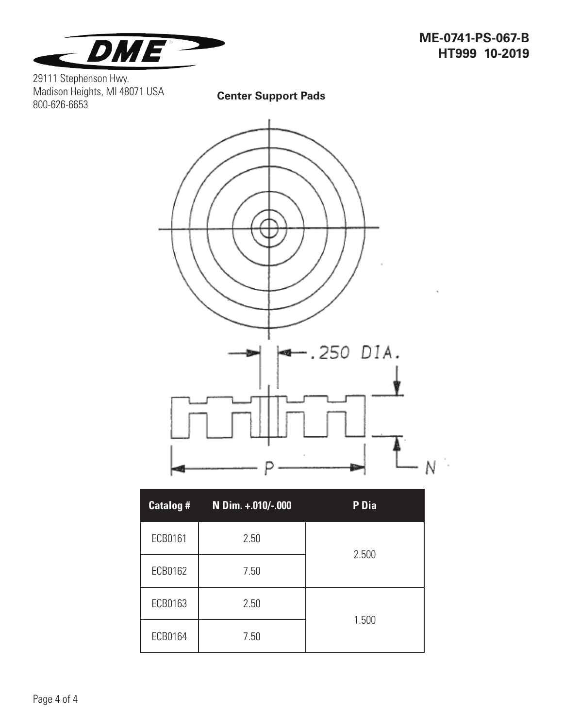29111 Stephenson Hwy.
Madison Heights, MI 48071 USA
800-626-6653

**ME-0741-PS-067-B**
**HT999 10-2019**

**Center Support Pads**

.250 DIA.

P

N

| Catalog # | N Dim. +.010/-.000 | P Dia |
|---|---|---|
| ECB0161 | 2.50 | 2.500 |
| ECB0162 | 7.50 | |
| ECB0163 | 2.50 | 1.500 |
| ECB0164 | 7.50 | |